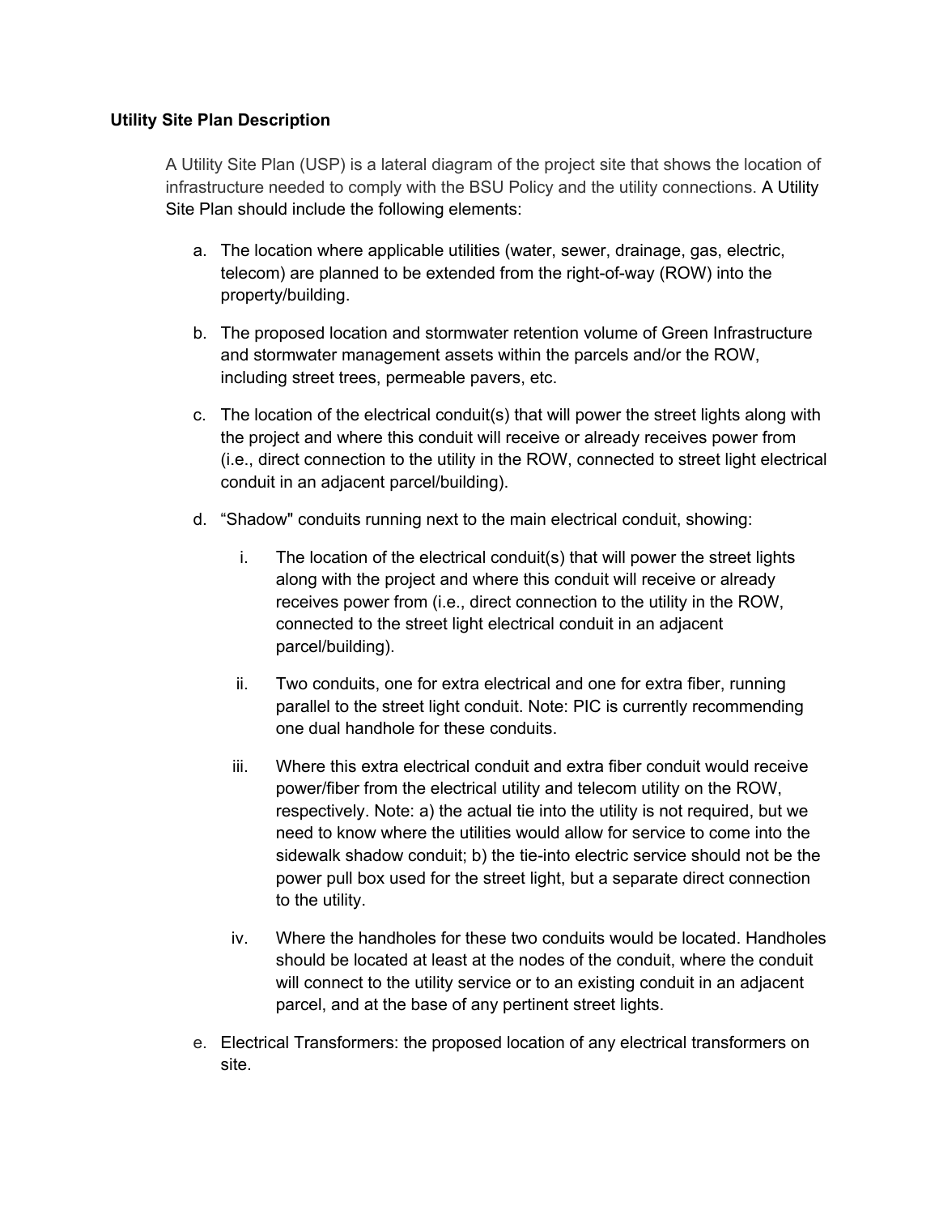**Utility Site Plan Description**

A Utility Site Plan (USP) is a lateral diagram of the project site that shows the location of infrastructure needed to comply with the BSU Policy and the utility connections. A Utility Site Plan should include the following elements:

a. The location where applicable utilities (water, sewer, drainage, gas, electric, telecom) are planned to be extended from the right-of-way (ROW) into the property/building.

b. The proposed location and stormwater retention volume of Green Infrastructure and stormwater management assets within the parcels and/or the ROW, including street trees, permeable pavers, etc.

c. The location of the electrical conduit(s) that will power the street lights along with the project and where this conduit will receive or already receives power from (i.e., direct connection to the utility in the ROW, connected to street light electrical conduit in an adjacent parcel/building).

d. "Shadow" conduits running next to the main electrical conduit, showing:

    i. The location of the electrical conduit(s) that will power the street lights along with the project and where this conduit will receive or already receives power from (i.e., direct connection to the utility in the ROW, connected to the street light electrical conduit in an adjacent parcel/building).

    ii. Two conduits, one for extra electrical and one for extra fiber, running parallel to the street light conduit. Note: PIC is currently recommending one dual handhole for these conduits.

    iii. Where this extra electrical conduit and extra fiber conduit would receive power/fiber from the electrical utility and telecom utility on the ROW, respectively. Note: a) the actual tie into the utility is not required, but we need to know where the utilities would allow for service to come into the sidewalk shadow conduit; b) the tie-into electric service should not be the power pull box used for the street light, but a separate direct connection to the utility.

    iv. Where the handholes for these two conduits would be located. Handholes should be located at least at the nodes of the conduit, where the conduit will connect to the utility service or to an existing conduit in an adjacent parcel, and at the base of any pertinent street lights.

e. Electrical Transformers: the proposed location of any electrical transformers on site.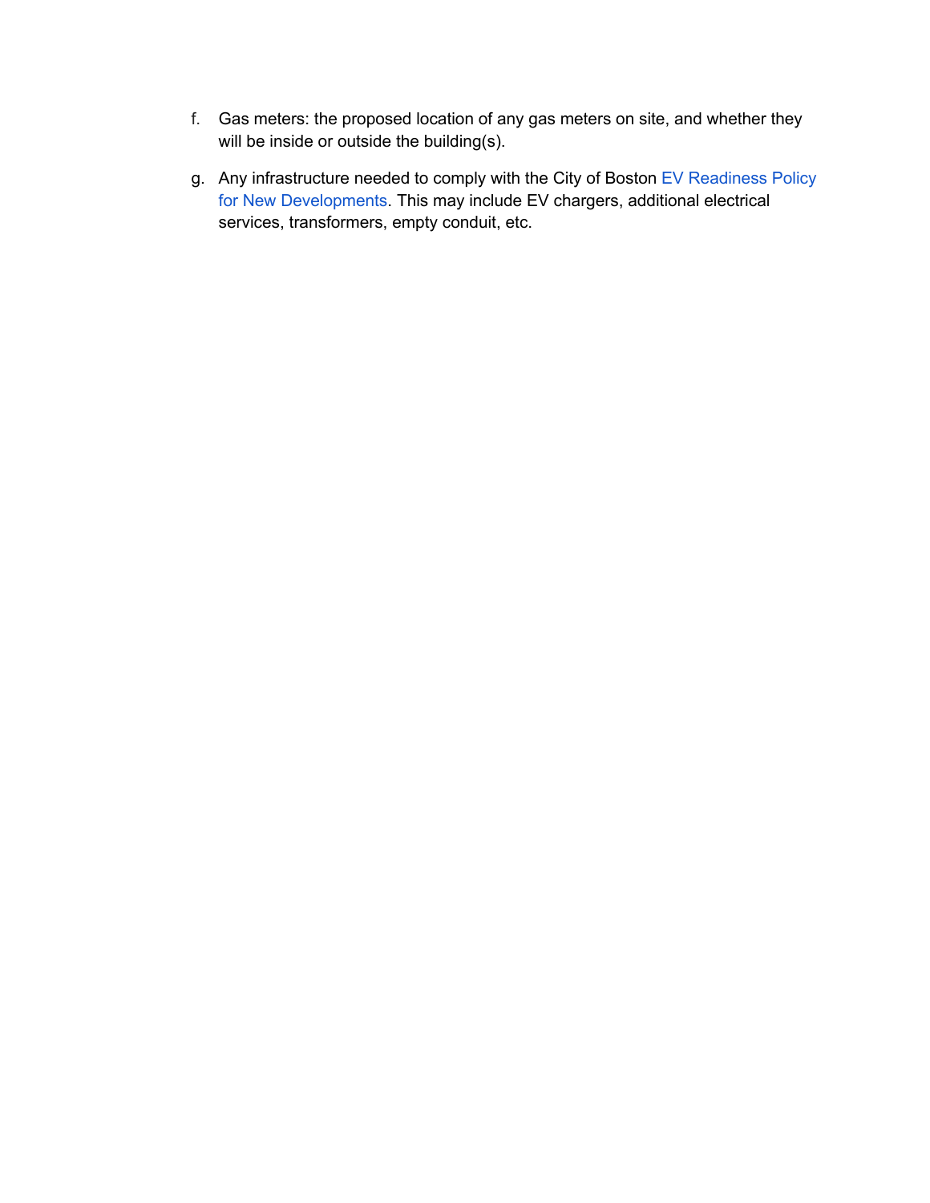f. Gas meters: the proposed location of any gas meters on site, and whether they will be inside or outside the building(s).

g. Any infrastructure needed to comply with the City of Boston EV Readiness Policy for New Developments. This may include EV chargers, additional electrical services, transformers, empty conduit, etc.